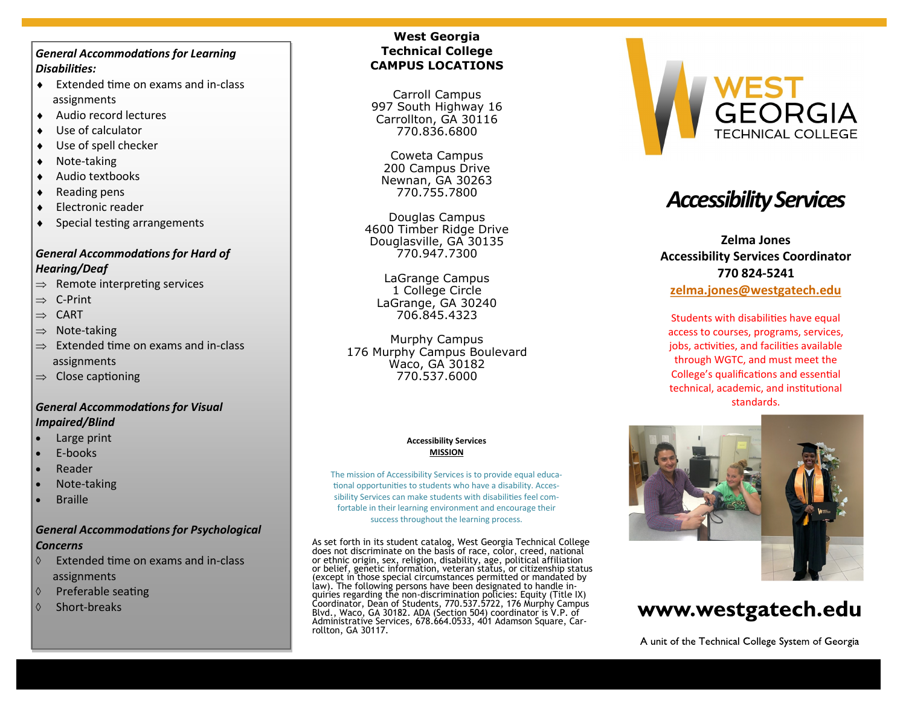### *General Accommodations for Learning Disabilities:*

- Extended time on exams and in-class assignments
- Audio record lectures
- Use of calculator
- Use of spell checker
- Note-taking
- Audio textbooks
- Reading pens
- Electronic reader
- Special testing arrangements

### *General Accommodations for Hard of Hearing/Deaf*

- Remote interpreting services
- C-Print
- CART
- Note-taking
- Extended time on exams and in-class assignments
- Close captioning

### *General Accommodations for Visual Impaired/Blind*

- Large print
- E-books
- Reader
- Note-taking
- Braille

### *General Accommodations for Psychological Concerns*

- Extended time on exams and in-class assignments
- Preferable seating
- Short-breaks

## West Georgia Technical College CAMPUS LOCATIONS

Carroll Campus
997 South Highway 16
Carrollton, GA 30116
770.836.6800

Coweta Campus
200 Campus Drive
Newnan, GA 30263
770.755.7800

Douglas Campus
4600 Timber Ridge Drive
Douglasville, GA 30135
770.947.7300

LaGrange Campus
1 College Circle
LaGrange, GA 30240
706.845.4323

Murphy Campus
176 Murphy Campus Boulevard
Waco, GA 30182
770.537.6000

**Accessibility Services**
**MISSION**

The mission of Accessibility Services is to provide equal educational opportunities to students who have a disability. Accessibility Services can make students with disabilities feel comfortable in their learning environment and encourage their success throughout the learning process.

As set forth in its student catalog, West Georgia Technical College does not discriminate on the basis of race, color, creed, national or ethnic origin, sex, religion, disability, age, political affiliation or belief, genetic information, veteran status, or citizenship status (except in those special circumstances permitted or mandated by law). The following persons have been designated to handle inquiries regarding the non-discrimination policies: Equity (Title IX) Coordinator, Dean of Students, 770.537.5722, 176 Murphy Campus Blvd., Waco, GA 30182. ADA (Section 504) coordinator is V.P. of Administrative Services, 678.664.0533, 401 Adamson Square, Carrollton, GA 30117.

WEST GEORGIA TECHNICAL COLLEGE

# *Accessibility Services*

**Zelma Jones**
**Accessibility Services Coordinator**
**770 824-5241**
**zelma.jones@westgatech.edu**

Students with disabilities have equal access to courses, programs, services, jobs, activities, and facilities available through WGTC, and must meet the College's qualifications and essential technical, academic, and institutional standards.

**www.westgatech.edu**

A unit of the Technical College System of Georgia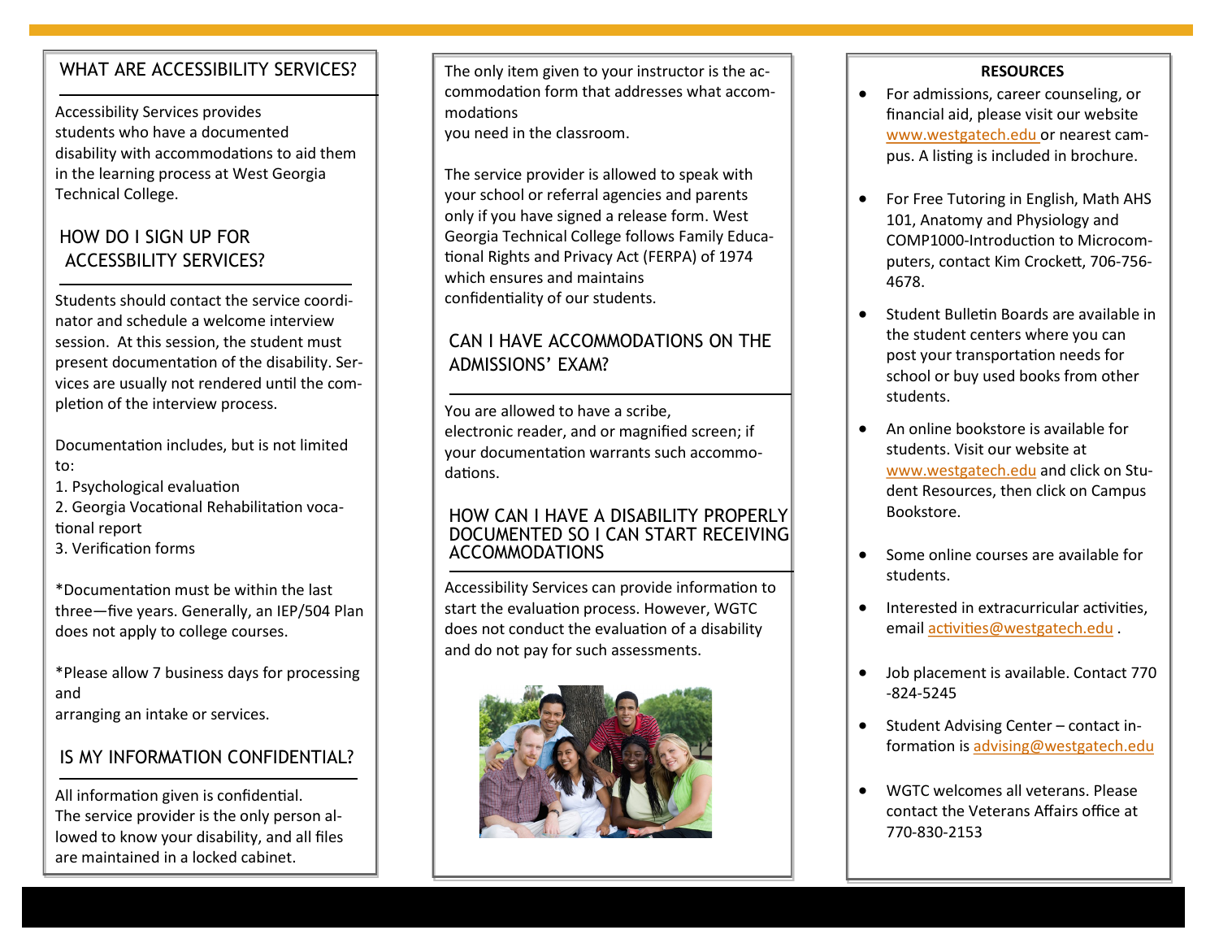## WHAT ARE ACCESSIBILITY SERVICES?

Accessibility Services provides students who have a documented disability with accommodations to aid them in the learning process at West Georgia Technical College.

## HOW DO I SIGN UP FOR ACCESSBILITY SERVICES?

Students should contact the service coordinator and schedule a welcome interview session. At this session, the student must present documentation of the disability. Services are usually not rendered until the completion of the interview process.

Documentation includes, but is not limited to:

1. Psychological evaluation
2. Georgia Vocational Rehabilitation vocational report
3. Verification forms

*Documentation must be within the last three—five years. Generally, an IEP/504 Plan does not apply to college courses.

*Please allow 7 business days for processing and arranging an intake or services.

## IS MY INFORMATION CONFIDENTIAL?

All information given is confidential. The service provider is the only person allowed to know your disability, and all files are maintained in a locked cabinet.

The only item given to your instructor is the accommodation form that addresses what accommodations you need in the classroom.

The service provider is allowed to speak with your school or referral agencies and parents only if you have signed a release form. West Georgia Technical College follows Family Educational Rights and Privacy Act (FERPA) of 1974 which ensures and maintains confidentiality of our students.

## CAN I HAVE ACCOMMODATIONS ON THE ADMISSIONS' EXAM?

You are allowed to have a scribe, electronic reader, and or magnified screen; if your documentation warrants such accommodations.

## HOW CAN I HAVE A DISABILITY PROPERLY DOCUMENTED SO I CAN START RECEIVING ACCOMMODATIONS

Accessibility Services can provide information to start the evaluation process. However, WGTC does not conduct the evaluation of a disability and do not pay for such assessments.

## RESOURCES

- For admissions, career counseling, or financial aid, please visit our website www.westgatech.edu or nearest campus. A listing is included in brochure.
- For Free Tutoring in English, Math AHS 101, Anatomy and Physiology and COMP1000-Introduction to Microcomputers, contact Kim Crockett, 706-756-4678.
- Student Bulletin Boards are available in the student centers where you can post your transportation needs for school or buy used books from other students.
- An online bookstore is available for students. Visit our website at www.westgatech.edu and click on Student Resources, then click on Campus Bookstore.
- Some online courses are available for students.
- Interested in extracurricular activities, email activities@westgatech.edu .
- Job placement is available. Contact 770-824-5245
- Student Advising Center – contact information is advising@westgatech.edu
- WGTC welcomes all veterans. Please contact the Veterans Affairs office at 770-830-2153